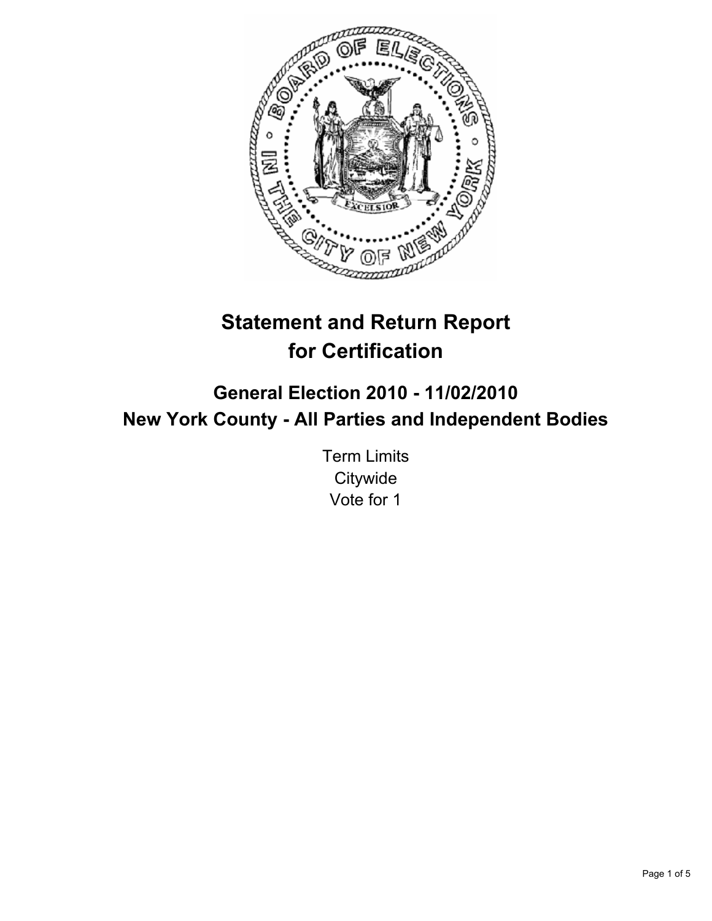# Statement and Return Report for Certification

## General Election 2010 - 11/02/2010
## New York County - All Parties and Independent Bodies

Term Limits
Citywide
Vote for 1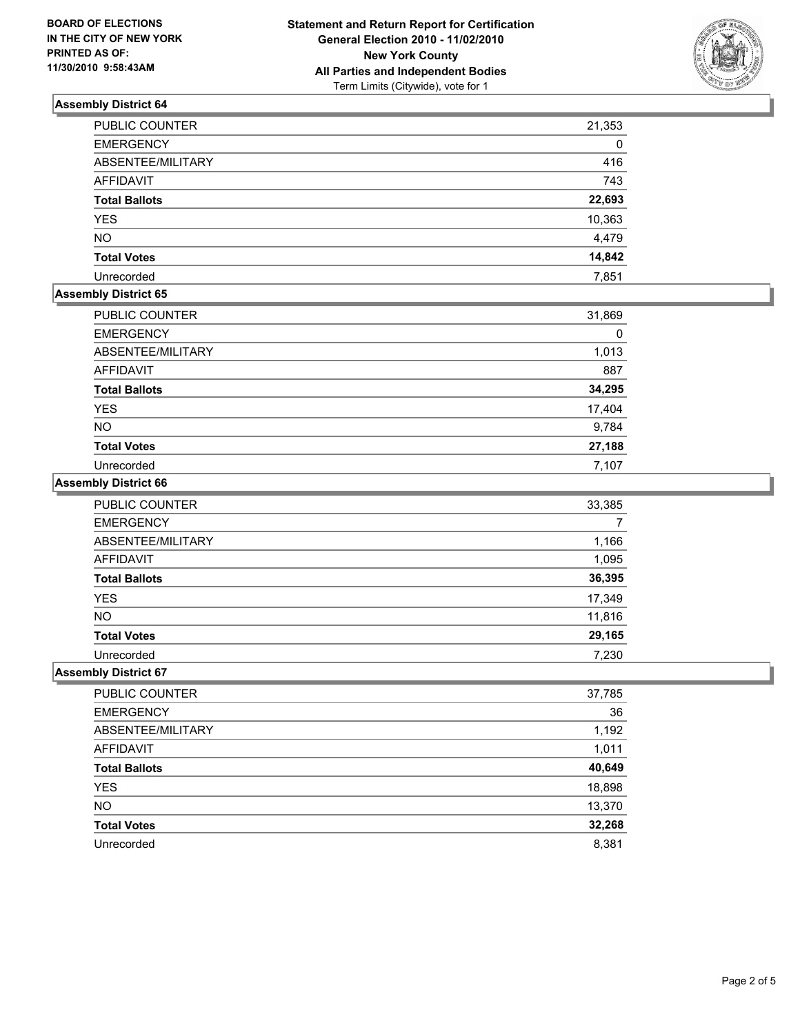**BOARD OF ELECTIONS IN THE CITY OF NEW YORK PRINTED AS OF: 11/30/2010 9:58:43AM**

# Statement and Return Report for Certification
## General Election 2010 - 11/02/2010
## New York County
## All Parties and Independent Bodies
Term Limits (Citywide), vote for 1

### Assembly District 64

| | |
|---|---|
| PUBLIC COUNTER | 21,353 |
| EMERGENCY | 0 |
| ABSENTEE/MILITARY | 416 |
| AFFIDAVIT | 743 |
| **Total Ballots** | **22,693** |
| YES | 10,363 |
| NO | 4,479 |
| **Total Votes** | **14,842** |
| Unrecorded | 7,851 |

### Assembly District 65

| | |
|---|---|
| PUBLIC COUNTER | 31,869 |
| EMERGENCY | 0 |
| ABSENTEE/MILITARY | 1,013 |
| AFFIDAVIT | 887 |
| **Total Ballots** | **34,295** |
| YES | 17,404 |
| NO | 9,784 |
| **Total Votes** | **27,188** |
| Unrecorded | 7,107 |

### Assembly District 66

| | |
|---|---|
| PUBLIC COUNTER | 33,385 |
| EMERGENCY | 7 |
| ABSENTEE/MILITARY | 1,166 |
| AFFIDAVIT | 1,095 |
| **Total Ballots** | **36,395** |
| YES | 17,349 |
| NO | 11,816 |
| **Total Votes** | **29,165** |
| Unrecorded | 7,230 |

### Assembly District 67

| | |
|---|---|
| PUBLIC COUNTER | 37,785 |
| EMERGENCY | 36 |
| ABSENTEE/MILITARY | 1,192 |
| AFFIDAVIT | 1,011 |
| **Total Ballots** | **40,649** |
| YES | 18,898 |
| NO | 13,370 |
| **Total Votes** | **32,268** |
| Unrecorded | 8,381 |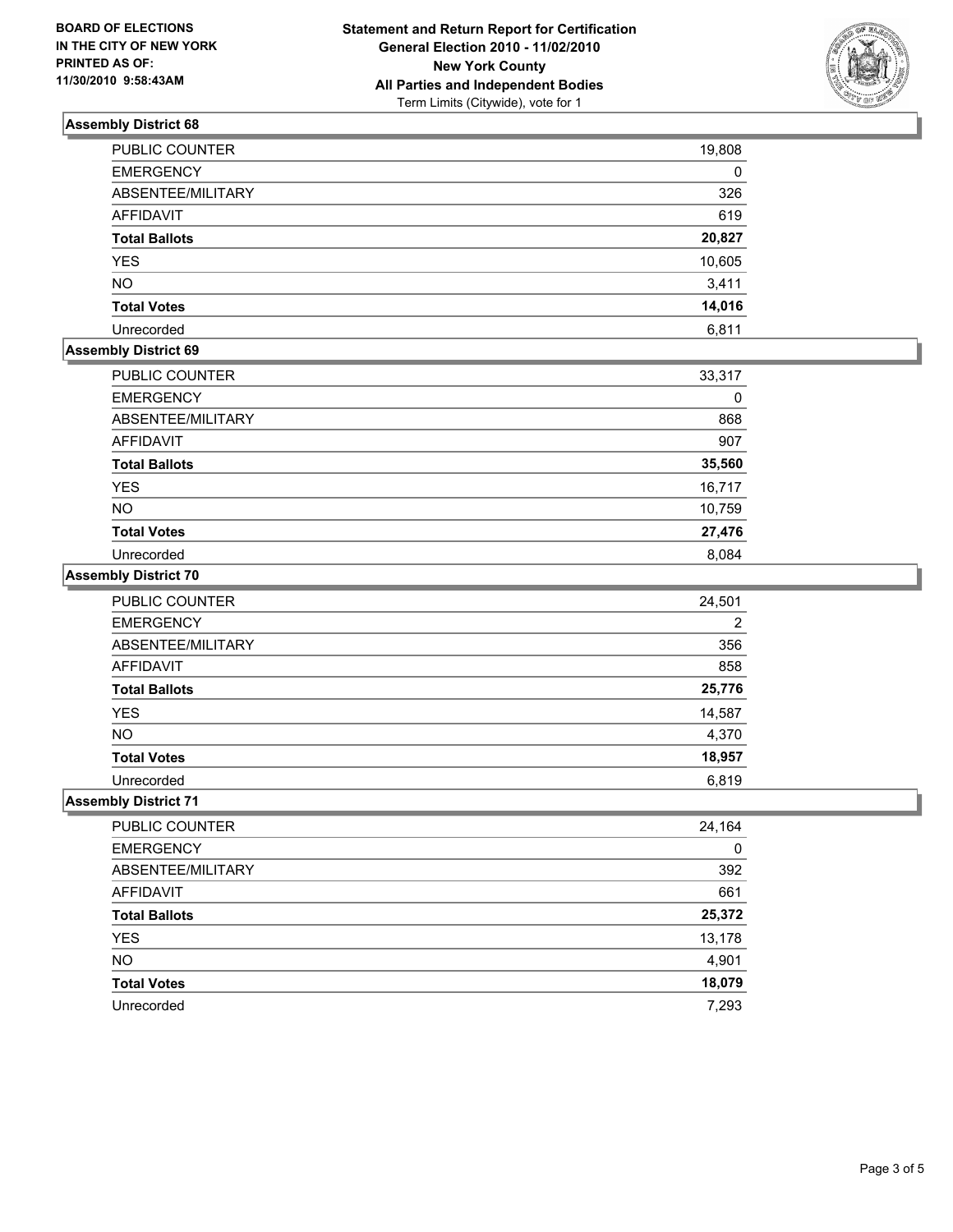**BOARD OF ELECTIONS IN THE CITY OF NEW YORK PRINTED AS OF: 11/30/2010 9:58:43AM**

**Statement and Return Report for Certification**
**General Election 2010 - 11/02/2010**
**New York County**
**All Parties and Independent Bodies**
Term Limits (Citywide), vote for 1

## Assembly District 68

| | |
|---|---|
| PUBLIC COUNTER | 19,808 |
| EMERGENCY | 0 |
| ABSENTEE/MILITARY | 326 |
| AFFIDAVIT | 619 |
| **Total Ballots** | **20,827** |
| YES | 10,605 |
| NO | 3,411 |
| **Total Votes** | **14,016** |
| Unrecorded | 6,811 |

## Assembly District 69

| | |
|---|---|
| PUBLIC COUNTER | 33,317 |
| EMERGENCY | 0 |
| ABSENTEE/MILITARY | 868 |
| AFFIDAVIT | 907 |
| **Total Ballots** | **35,560** |
| YES | 16,717 |
| NO | 10,759 |
| **Total Votes** | **27,476** |
| Unrecorded | 8,084 |

## Assembly District 70

| | |
|---|---|
| PUBLIC COUNTER | 24,501 |
| EMERGENCY | 2 |
| ABSENTEE/MILITARY | 356 |
| AFFIDAVIT | 858 |
| **Total Ballots** | **25,776** |
| YES | 14,587 |
| NO | 4,370 |
| **Total Votes** | **18,957** |
| Unrecorded | 6,819 |

## Assembly District 71

| | |
|---|---|
| PUBLIC COUNTER | 24,164 |
| EMERGENCY | 0 |
| ABSENTEE/MILITARY | 392 |
| AFFIDAVIT | 661 |
| **Total Ballots** | **25,372** |
| YES | 13,178 |
| NO | 4,901 |
| **Total Votes** | **18,079** |
| Unrecorded | 7,293 |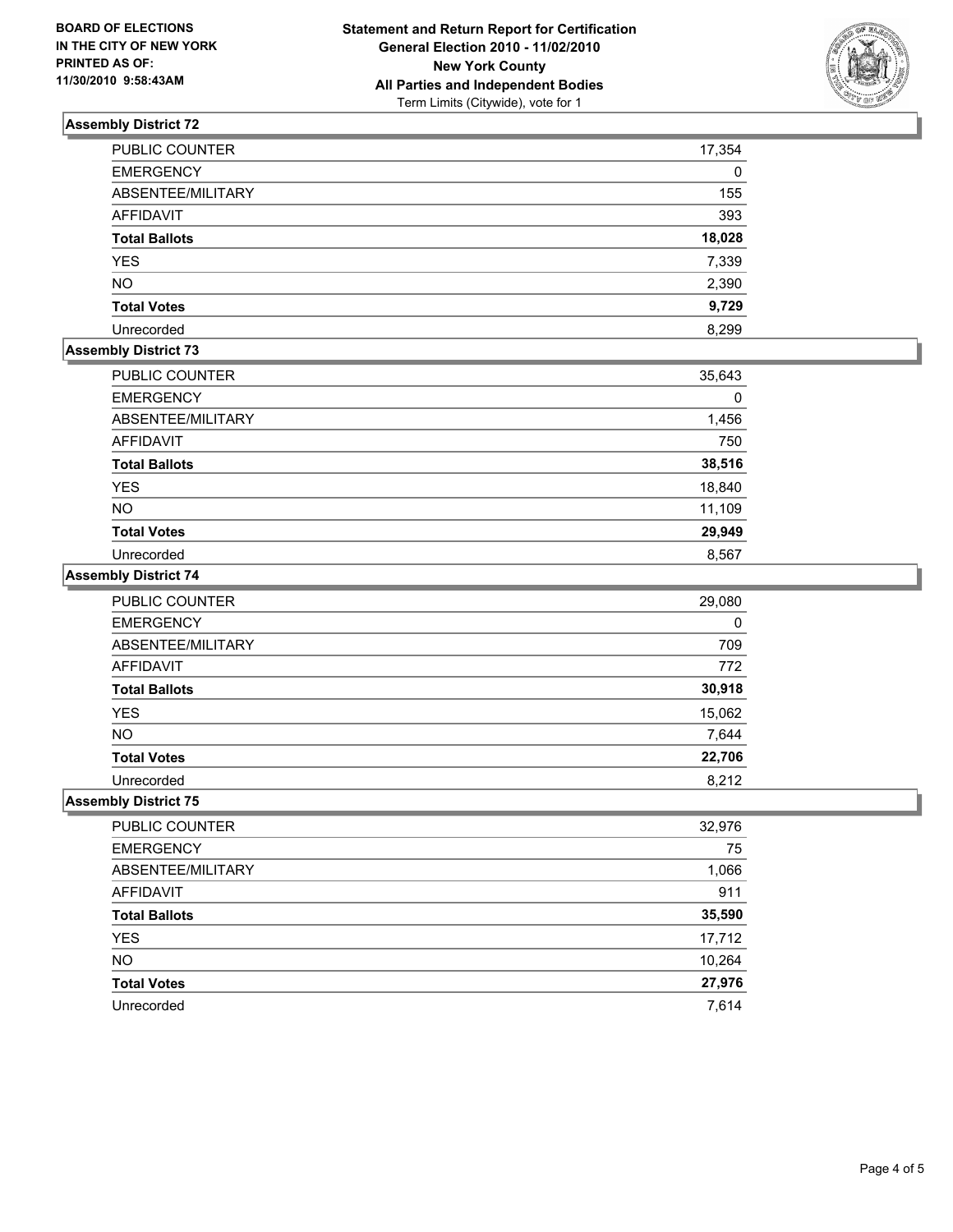**BOARD OF ELECTIONS IN THE CITY OF NEW YORK PRINTED AS OF: 11/30/2010 9:58:43AM**

**Statement and Return Report for Certification**
**General Election 2010 - 11/02/2010**
**New York County**
**All Parties and Independent Bodies**
Term Limits (Citywide), vote for 1

### Assembly District 72

| | |
|---|---|
| PUBLIC COUNTER | 17,354 |
| EMERGENCY | 0 |
| ABSENTEE/MILITARY | 155 |
| AFFIDAVIT | 393 |
| **Total Ballots** | **18,028** |
| YES | 7,339 |
| NO | 2,390 |
| **Total Votes** | **9,729** |
| Unrecorded | 8,299 |

### Assembly District 73

| | |
|---|---|
| PUBLIC COUNTER | 35,643 |
| EMERGENCY | 0 |
| ABSENTEE/MILITARY | 1,456 |
| AFFIDAVIT | 750 |
| **Total Ballots** | **38,516** |
| YES | 18,840 |
| NO | 11,109 |
| **Total Votes** | **29,949** |
| Unrecorded | 8,567 |

### Assembly District 74

| | |
|---|---|
| PUBLIC COUNTER | 29,080 |
| EMERGENCY | 0 |
| ABSENTEE/MILITARY | 709 |
| AFFIDAVIT | 772 |
| **Total Ballots** | **30,918** |
| YES | 15,062 |
| NO | 7,644 |
| **Total Votes** | **22,706** |
| Unrecorded | 8,212 |

### Assembly District 75

| | |
|---|---|
| PUBLIC COUNTER | 32,976 |
| EMERGENCY | 75 |
| ABSENTEE/MILITARY | 1,066 |
| AFFIDAVIT | 911 |
| **Total Ballots** | **35,590** |
| YES | 17,712 |
| NO | 10,264 |
| **Total Votes** | **27,976** |
| Unrecorded | 7,614 |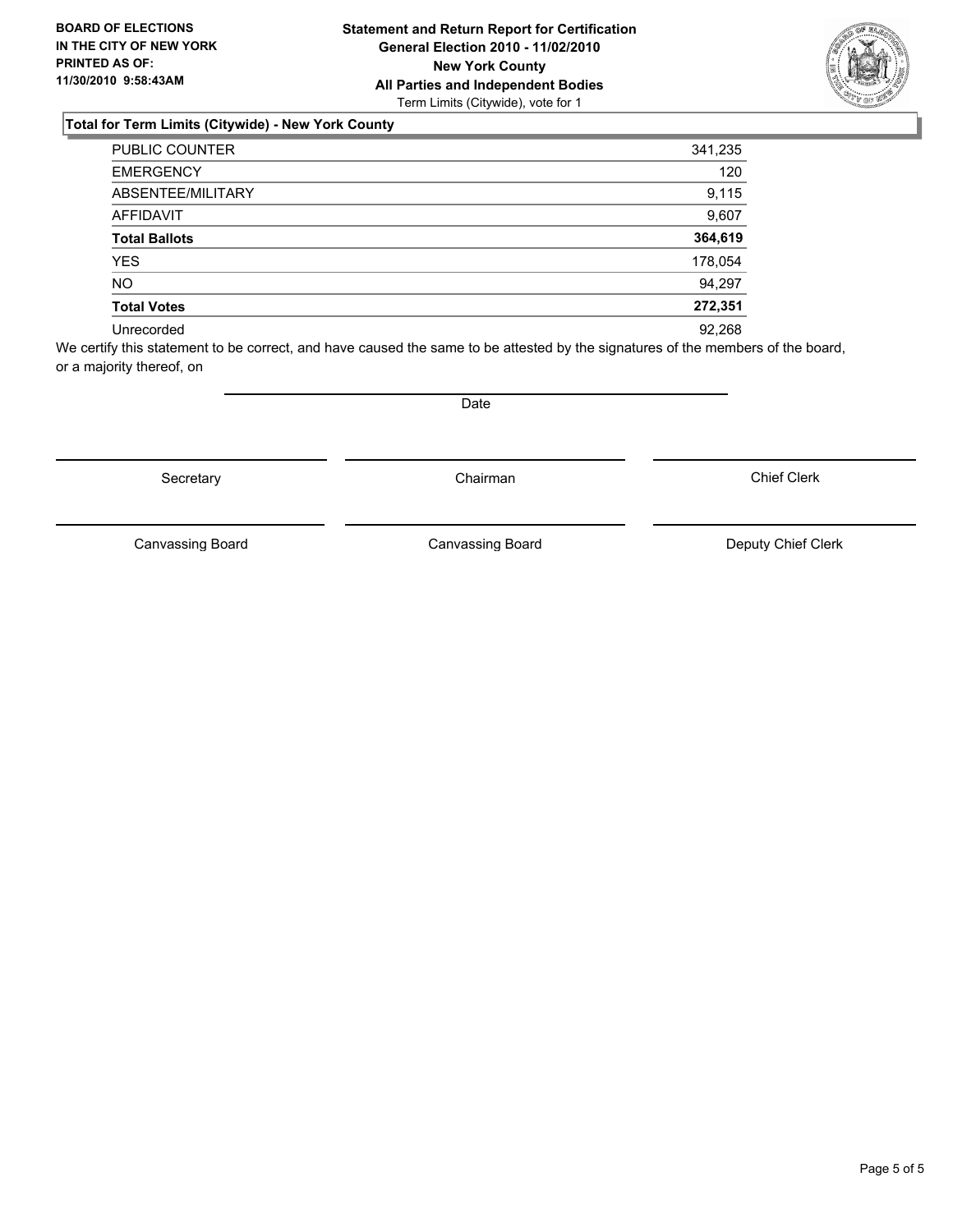**BOARD OF ELECTIONS IN THE CITY OF NEW YORK PRINTED AS OF: 11/30/2010 9:58:43AM**

**Statement and Return Report for Certification**
**General Election 2010 - 11/02/2010**
**New York County**
**All Parties and Independent Bodies**
Term Limits (Citywide), vote for 1

### Total for Term Limits (Citywide) - New York County

| | |
|---|---|
| PUBLIC COUNTER | 341,235 |
| EMERGENCY | 120 |
| ABSENTEE/MILITARY | 9,115 |
| AFFIDAVIT | 9,607 |
| **Total Ballots** | **364,619** |
| YES | 178,054 |
| NO | 94,297 |
| **Total Votes** | **272,351** |
| Unrecorded | 92,268 |

We certify this statement to be correct, and have caused the same to be attested by the signatures of the members of the board, or a majority thereof, on

Date

Secretary | Chairman | Chief Clerk

Canvassing Board | Canvassing Board | Deputy Chief Clerk